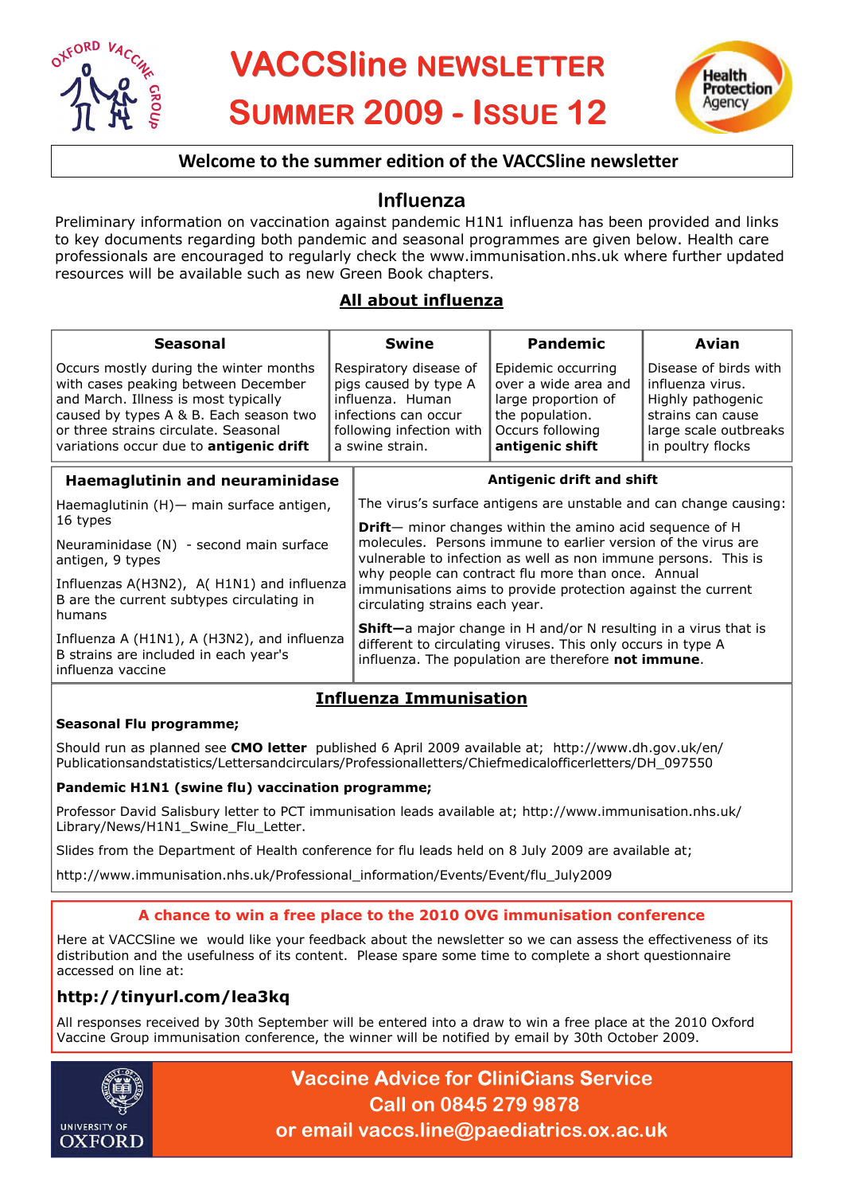# VACCSline NEWSLETTER SUMMER 2009 - ISSUE 12

**Welcome to the summer edition of the VACCSline newsletter**

## Influenza

Preliminary information on vaccination against pandemic H1N1 influenza has been provided and links to key documents regarding both pandemic and seasonal programmes are given below. Health care professionals are encouraged to regularly check the www.immunisation.nhs.uk where further updated resources will be available such as new Green Book chapters.

### All about influenza

| Seasonal | Swine | Pandemic | Avian |
|---|---|---|---|
| Occurs mostly during the winter months with cases peaking between December and March. Illness is most typically caused by types A & B. Each season two or three strains circulate. Seasonal variations occur due to **antigenic drift** | Respiratory disease of pigs caused by type A influenza. Human infections can occur following infection with a swine strain. | Epidemic occurring over a wide area and large proportion of the population. Occurs following **antigenic shift** | Disease of birds with influenza virus. Highly pathogenic strains can cause large scale outbreaks in poultry flocks |

**Haemaglutinin and neuraminidase**

Haemaglutinin (H)— main surface antigen, 16 types

Neuraminidase (N) - second main surface antigen, 9 types

Influenzas A(H3N2), A( H1N1) and influenza B are the current subtypes circulating in humans

Influenza A (H1N1), A (H3N2), and influenza B strains are included in each year's influenza vaccine

**Antigenic drift and shift**

The virus's surface antigens are unstable and can change causing:

**Drift**— minor changes within the amino acid sequence of H molecules. Persons immune to earlier version of the virus are vulnerable to infection as well as non immune persons. This is why people can contract flu more than once. Annual immunisations aims to provide protection against the current circulating strains each year.

**Shift—**a major change in H and/or N resulting in a virus that is different to circulating viruses. This only occurs in type A influenza. The population are therefore **not immune**.

### Influenza Immunisation

**Seasonal Flu programme;**

Should run as planned see **CMO letter** published 6 April 2009 available at; http://www.dh.gov.uk/en/Publicationsandstatistics/Lettersandcirculars/Professionalletters/Chiefmedicalofficerletters/DH_097550

**Pandemic H1N1 (swine flu) vaccination programme;**

Professor David Salisbury letter to PCT immunisation leads available at; http://www.immunisation.nhs.uk/Library/News/H1N1_Swine_Flu_Letter.

Slides from the Department of Health conference for flu leads held on 8 July 2009 are available at;

http://www.immunisation.nhs.uk/Professional_information/Events/Event/flu_July2009

**A chance to win a free place to the 2010 OVG immunisation conference**

Here at VACCSline we would like your feedback about the newsletter so we can assess the effectiveness of its distribution and the usefulness of its content. Please spare some time to complete a short questionnaire accessed on line at:

**http://tinyurl.com/lea3kq**

All responses received by 30th September will be entered into a draw to win a free place at the 2010 Oxford Vaccine Group immunisation conference, the winner will be notified by email by 30th October 2009.

**Vaccine Advice for CliniCians Service**
**Call on 0845 279 9878**
**or email vaccs.line@paediatrics.ox.ac.uk**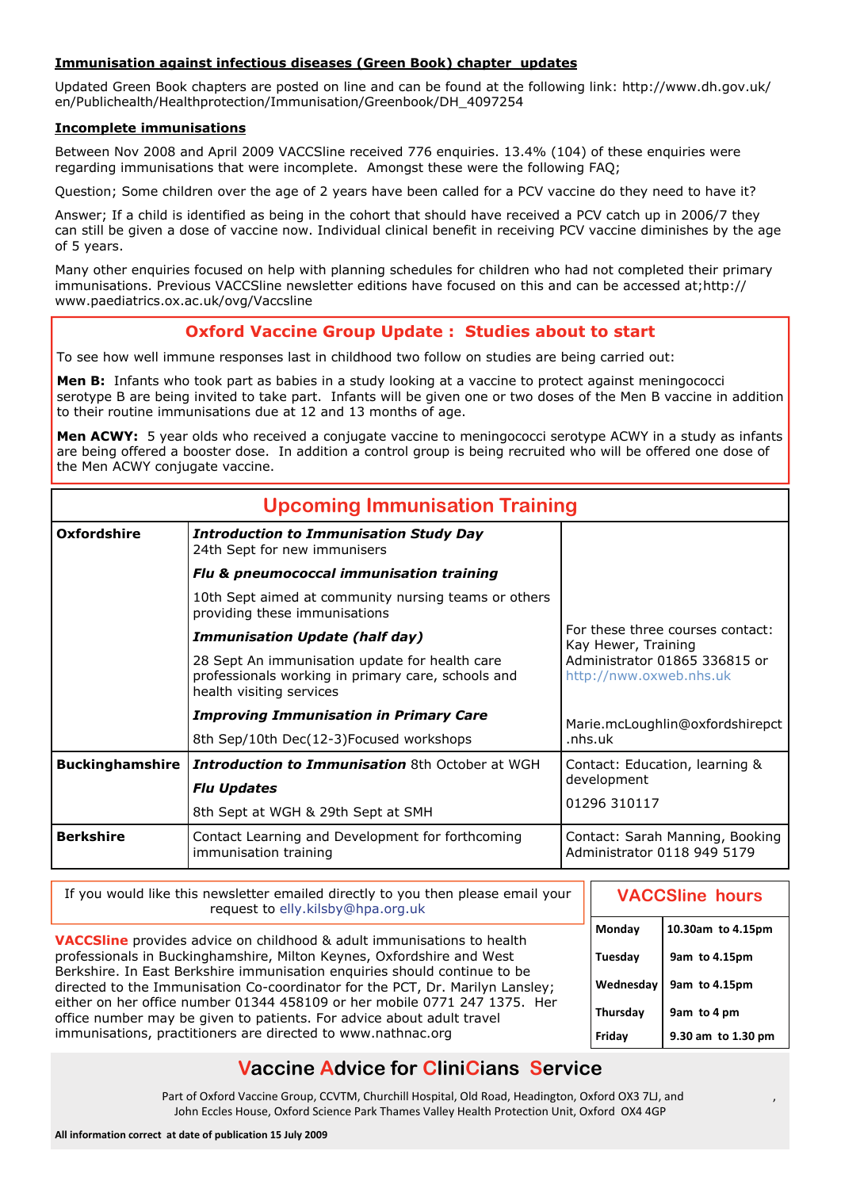**Immunisation against infectious diseases (Green Book) chapter updates**

Updated Green Book chapters are posted on line and can be found at the following link: http://www.dh.gov.uk/en/Publichealth/Healthprotection/Immunisation/Greenbook/DH_4097254

**Incomplete immunisations**

Between Nov 2008 and April 2009 VACCSline received 776 enquiries. 13.4% (104) of these enquiries were regarding immunisations that were incomplete. Amongst these were the following FAQ;

Question; Some children over the age of 2 years have been called for a PCV vaccine do they need to have it?

Answer; If a child is identified as being in the cohort that should have received a PCV catch up in 2006/7 they can still be given a dose of vaccine now. Individual clinical benefit in receiving PCV vaccine diminishes by the age of 5 years.

Many other enquiries focused on help with planning schedules for children who had not completed their primary immunisations. Previous VACCSline newsletter editions have focused on this and can be accessed at;http://www.paediatrics.ox.ac.uk/ovg/Vaccsline

## Oxford Vaccine Group Update : Studies about to start

To see how well immune responses last in childhood two follow on studies are being carried out:

**Men B:** Infants who took part as babies in a study looking at a vaccine to protect against meningococci serotype B are being invited to take part. Infants will be given one or two doses of the Men B vaccine in addition to their routine immunisations due at 12 and 13 months of age.

**Men ACWY:** 5 year olds who received a conjugate vaccine to meningococci serotype ACWY in a study as infants are being offered a booster dose. In addition a control group is being recruited who will be offered one dose of the Men ACWY conjugate vaccine.

## Upcoming Immunisation Training

| | | |
|---|---|---|
| **Oxfordshire** | ***Introduction to Immunisation Study Day*** 24th Sept for new immunisers | |
| | ***Flu & pneumococcal immunisation training*** | |
| | 10th Sept aimed at community nursing teams or others providing these immunisations | |
| | ***Immunisation Update (half day)*** | For these three courses contact: Kay Hewer, Training Administrator 01865 336815 or http://nww.oxweb.nhs.uk |
| | 28 Sept An immunisation update for health care professionals working in primary care, schools and health visiting services | |
| | ***Improving Immunisation in Primary Care*** | |
| | 8th Sep/10th Dec(12-3)Focused workshops | Marie.mcLoughlin@oxfordshirepct.nhs.uk |
| **Buckinghamshire** | ***Introduction to Immunisation*** 8th October at WGH | Contact: Education, learning & development |
| | ***Flu Updates*** | |
| | 8th Sept at WGH & 29th Sept at SMH | 01296 310117 |
| **Berkshire** | Contact Learning and Development for forthcoming immunisation training | Contact: Sarah Manning, Booking Administrator 0118 949 5179 |

If you would like this newsletter emailed directly to you then please email your request to elly.kilsby@hpa.org.uk

**VACCSline** provides advice on childhood & adult immunisations to health professionals in Buckinghamshire, Milton Keynes, Oxfordshire and West Berkshire. In East Berkshire immunisation enquiries should continue to be directed to the Immunisation Co-coordinator for the PCT, Dr. Marilyn Lansley; either on her office number 01344 458109 or her mobile 0771 247 1375. Her office number may be given to patients. For advice about adult travel immunisations, practitioners are directed to www.nathnac.org

**VACCSline hours**

| | |
|---|---|
| **Monday** | **10.30am to 4.15pm** |
| **Tuesday** | **9am to 4.15pm** |
| **Wednesday** | **9am to 4.15pm** |
| **Thursday** | **9am to 4 pm** |
| **Friday** | **9.30 am to 1.30 pm** |

## Vaccine Advice for CliniCians Service

Part of Oxford Vaccine Group, CCVTM, Churchill Hospital, Old Road, Headington, Oxford OX3 7LJ, and John Eccles House, Oxford Science Park Thames Valley Health Protection Unit, Oxford OX4 4GP

**All information correct at date of publication 15 July 2009**